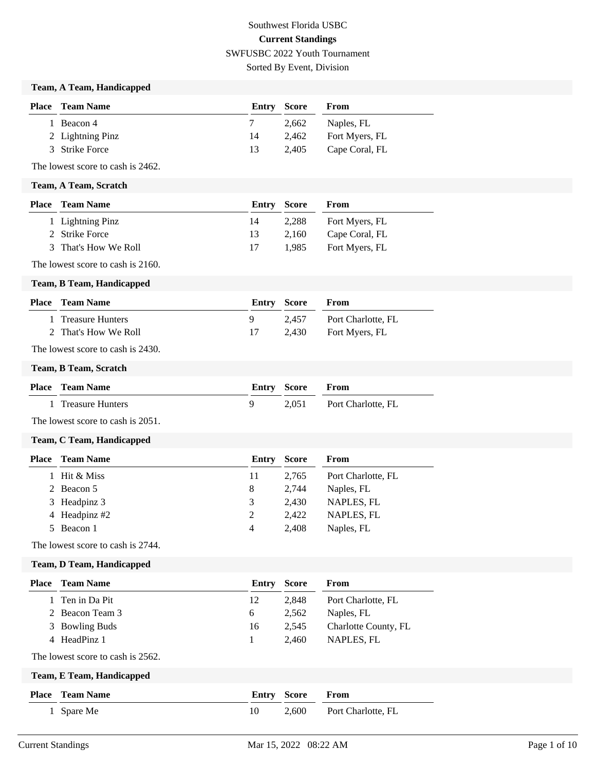Southwest Florida USBC

**Current Standings**

SWFUSBC 2022 Youth Tournament

Sorted By Event, Division

### Team, A Team, Handicapped

| Place | Team Name | Entry | Score | From |
|---|---|---|---|---|
| 1 | Beacon 4 | 7 | 2,662 | Naples, FL |
| 2 | Lightning Pinz | 14 | 2,462 | Fort Myers, FL |
| 3 | Strike Force | 13 | 2,405 | Cape Coral, FL |

The lowest score to cash is 2462.

### Team, A Team, Scratch

| Place | Team Name | Entry | Score | From |
|---|---|---|---|---|
| 1 | Lightning Pinz | 14 | 2,288 | Fort Myers, FL |
| 2 | Strike Force | 13 | 2,160 | Cape Coral, FL |
| 3 | That's How We Roll | 17 | 1,985 | Fort Myers, FL |

The lowest score to cash is 2160.

### Team, B Team, Handicapped

| Place | Team Name | Entry | Score | From |
|---|---|---|---|---|
| 1 | Treasure Hunters | 9 | 2,457 | Port Charlotte, FL |
| 2 | That's How We Roll | 17 | 2,430 | Fort Myers, FL |

The lowest score to cash is 2430.

### Team, B Team, Scratch

| Place | Team Name | Entry | Score | From |
|---|---|---|---|---|
| 1 | Treasure Hunters | 9 | 2,051 | Port Charlotte, FL |

The lowest score to cash is 2051.

### Team, C Team, Handicapped

| Place | Team Name | Entry | Score | From |
|---|---|---|---|---|
| 1 | Hit & Miss | 11 | 2,765 | Port Charlotte, FL |
| 2 | Beacon 5 | 8 | 2,744 | Naples, FL |
| 3 | Headpinz 3 | 3 | 2,430 | NAPLES, FL |
| 4 | Headpinz #2 | 2 | 2,422 | NAPLES, FL |
| 5 | Beacon 1 | 4 | 2,408 | Naples, FL |

The lowest score to cash is 2744.

### Team, D Team, Handicapped

| Place | Team Name | Entry | Score | From |
|---|---|---|---|---|
| 1 | Ten in Da Pit | 12 | 2,848 | Port Charlotte, FL |
| 2 | Beacon Team 3 | 6 | 2,562 | Naples, FL |
| 3 | Bowling Buds | 16 | 2,545 | Charlotte County, FL |
| 4 | HeadPinz 1 | 1 | 2,460 | NAPLES, FL |

The lowest score to cash is 2562.

### Team, E Team, Handicapped

| Place | Team Name | Entry | Score | From |
|---|---|---|---|---|
| 1 | Spare Me | 10 | 2,600 | Port Charlotte, FL |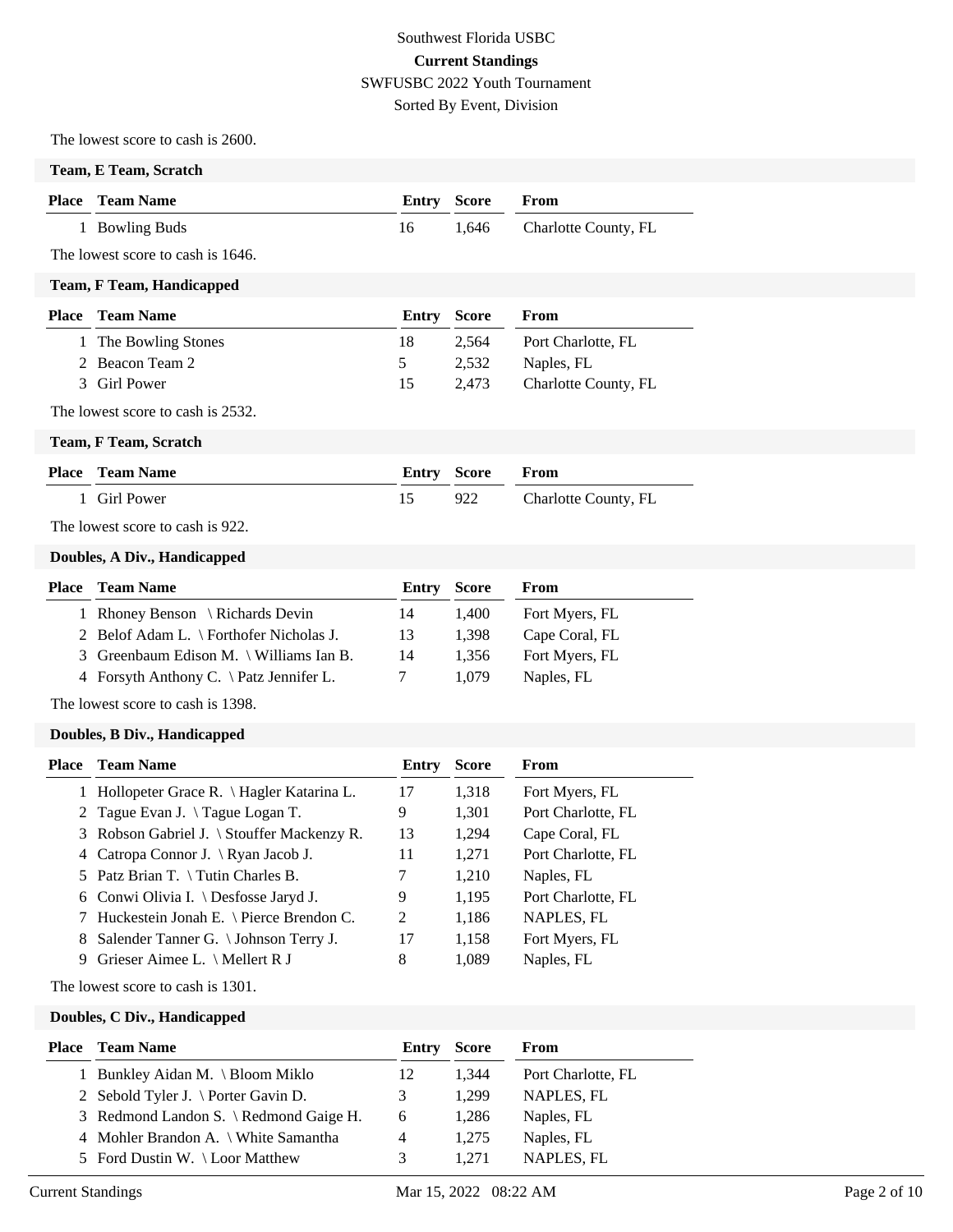# Southwest Florida USBC

**Current Standings**

SWFUSBC 2022 Youth Tournament

Sorted By Event, Division

The lowest score to cash is 2600.

### Team, E Team, Scratch

| Place | Team Name | Entry | Score | From |
|---|---|---|---|---|
| 1 | Bowling Buds | 16 | 1,646 | Charlotte County, FL |

The lowest score to cash is 1646.

### Team, F Team, Handicapped

| Place | Team Name | Entry | Score | From |
|---|---|---|---|---|
| 1 | The Bowling Stones | 18 | 2,564 | Port Charlotte, FL |
| 2 | Beacon Team 2 | 5 | 2,532 | Naples, FL |
| 3 | Girl Power | 15 | 2,473 | Charlotte County, FL |

The lowest score to cash is 2532.

### Team, F Team, Scratch

| Place | Team Name | Entry | Score | From |
|---|---|---|---|---|
| 1 | Girl Power | 15 | 922 | Charlotte County, FL |

The lowest score to cash is 922.

### Doubles, A Div., Handicapped

| Place | Team Name | Entry | Score | From |
|---|---|---|---|---|
| 1 | Rhoney Benson \ Richards Devin | 14 | 1,400 | Fort Myers, FL |
| 2 | Belof Adam L. \ Forthofer Nicholas J. | 13 | 1,398 | Cape Coral, FL |
| 3 | Greenbaum Edison M. \ Williams Ian B. | 14 | 1,356 | Fort Myers, FL |
| 4 | Forsyth Anthony C. \ Patz Jennifer L. | 7 | 1,079 | Naples, FL |

The lowest score to cash is 1398.

### Doubles, B Div., Handicapped

| Place | Team Name | Entry | Score | From |
|---|---|---|---|---|
| 1 | Hollopeter Grace R. \ Hagler Katarina L. | 17 | 1,318 | Fort Myers, FL |
| 2 | Tague Evan J. \ Tague Logan T. | 9 | 1,301 | Port Charlotte, FL |
| 3 | Robson Gabriel J. \ Stouffer Mackenzy R. | 13 | 1,294 | Cape Coral, FL |
| 4 | Catropa Connor J. \ Ryan Jacob J. | 11 | 1,271 | Port Charlotte, FL |
| 5 | Patz Brian T. \ Tutin Charles B. | 7 | 1,210 | Naples, FL |
| 6 | Conwi Olivia I. \ Desfosse Jaryd J. | 9 | 1,195 | Port Charlotte, FL |
| 7 | Huckestein Jonah E. \ Pierce Brendon C. | 2 | 1,186 | NAPLES, FL |
| 8 | Salender Tanner G. \ Johnson Terry J. | 17 | 1,158 | Fort Myers, FL |
| 9 | Grieser Aimee L. \ Mellert R J | 8 | 1,089 | Naples, FL |

The lowest score to cash is 1301.

### Doubles, C Div., Handicapped

| Place | Team Name | Entry | Score | From |
|---|---|---|---|---|
| 1 | Bunkley Aidan M. \ Bloom Miklo | 12 | 1,344 | Port Charlotte, FL |
| 2 | Sebold Tyler J. \ Porter Gavin D. | 3 | 1,299 | NAPLES, FL |
| 3 | Redmond Landon S. \ Redmond Gaige H. | 6 | 1,286 | Naples, FL |
| 4 | Mohler Brandon A. \ White Samantha | 4 | 1,275 | Naples, FL |
| 5 | Ford Dustin W. \ Loor Matthew | 3 | 1,271 | NAPLES, FL |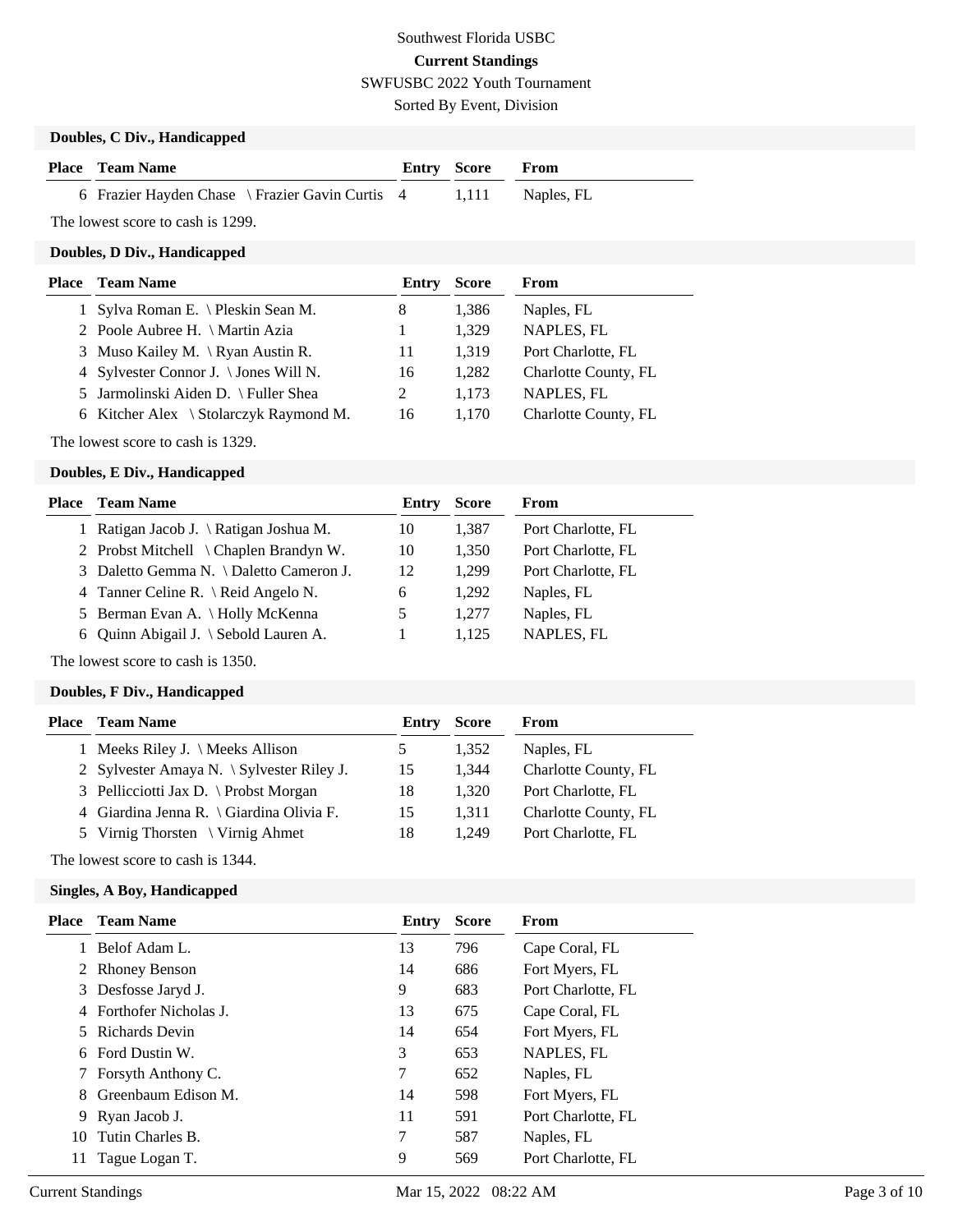Southwest Florida USBC

**Current Standings**

SWFUSBC 2022 Youth Tournament

Sorted By Event, Division

### Doubles, C Div., Handicapped

| Place | Team Name | Entry | Score | From |
|---|---|---|---|---|
| 6 | Frazier Hayden Chase \ Frazier Gavin Curtis | 4 | 1,111 | Naples, FL |

The lowest score to cash is 1299.

### Doubles, D Div., Handicapped

| Place | Team Name | Entry | Score | From |
|---|---|---|---|---|
| 1 | Sylva Roman E. \ Pleskin Sean M. | 8 | 1,386 | Naples, FL |
| 2 | Poole Aubree H. \ Martin Azia | 1 | 1,329 | NAPLES, FL |
| 3 | Muso Kailey M. \ Ryan Austin R. | 11 | 1,319 | Port Charlotte, FL |
| 4 | Sylvester Connor J. \ Jones Will N. | 16 | 1,282 | Charlotte County, FL |
| 5 | Jarmolinski Aiden D. \ Fuller Shea | 2 | 1,173 | NAPLES, FL |
| 6 | Kitcher Alex \ Stolarczyk Raymond M. | 16 | 1,170 | Charlotte County, FL |

The lowest score to cash is 1329.

### Doubles, E Div., Handicapped

| Place | Team Name | Entry | Score | From |
|---|---|---|---|---|
| 1 | Ratigan Jacob J. \ Ratigan Joshua M. | 10 | 1,387 | Port Charlotte, FL |
| 2 | Probst Mitchell \ Chaplen Brandyn W. | 10 | 1,350 | Port Charlotte, FL |
| 3 | Daletto Gemma N. \ Daletto Cameron J. | 12 | 1,299 | Port Charlotte, FL |
| 4 | Tanner Celine R. \ Reid Angelo N. | 6 | 1,292 | Naples, FL |
| 5 | Berman Evan A. \ Holly McKenna | 5 | 1,277 | Naples, FL |
| 6 | Quinn Abigail J. \ Sebold Lauren A. | 1 | 1,125 | NAPLES, FL |

The lowest score to cash is 1350.

### Doubles, F Div., Handicapped

| Place | Team Name | Entry | Score | From |
|---|---|---|---|---|
| 1 | Meeks Riley J. \ Meeks Allison | 5 | 1,352 | Naples, FL |
| 2 | Sylvester Amaya N. \ Sylvester Riley J. | 15 | 1,344 | Charlotte County, FL |
| 3 | Pellicciotti Jax D. \ Probst Morgan | 18 | 1,320 | Port Charlotte, FL |
| 4 | Giardina Jenna R. \ Giardina Olivia F. | 15 | 1,311 | Charlotte County, FL |
| 5 | Virnig Thorsten \ Virnig Ahmet | 18 | 1,249 | Port Charlotte, FL |

The lowest score to cash is 1344.

### Singles, A Boy, Handicapped

| Place | Team Name | Entry | Score | From |
|---|---|---|---|---|
| 1 | Belof Adam L. | 13 | 796 | Cape Coral, FL |
| 2 | Rhoney Benson | 14 | 686 | Fort Myers, FL |
| 3 | Desfosse Jaryd J. | 9 | 683 | Port Charlotte, FL |
| 4 | Forthofer Nicholas J. | 13 | 675 | Cape Coral, FL |
| 5 | Richards Devin | 14 | 654 | Fort Myers, FL |
| 6 | Ford Dustin W. | 3 | 653 | NAPLES, FL |
| 7 | Forsyth Anthony C. | 7 | 652 | Naples, FL |
| 8 | Greenbaum Edison M. | 14 | 598 | Fort Myers, FL |
| 9 | Ryan Jacob J. | 11 | 591 | Port Charlotte, FL |
| 10 | Tutin Charles B. | 7 | 587 | Naples, FL |
| 11 | Tague Logan T. | 9 | 569 | Port Charlotte, FL |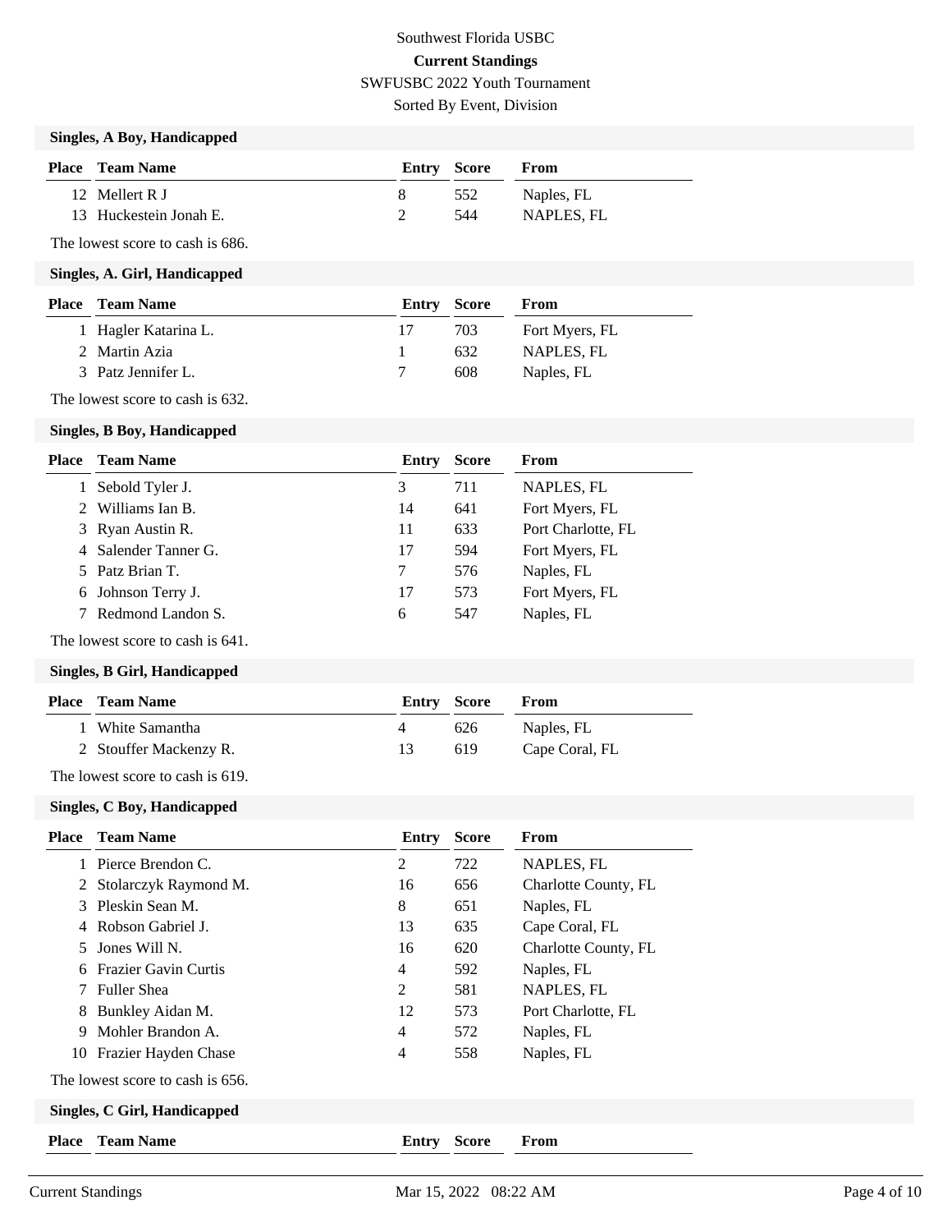Southwest Florida USBC

**Current Standings**

SWFUSBC 2022 Youth Tournament

Sorted By Event, Division

### Singles, A Boy, Handicapped

| Place | Team Name | Entry | Score | From |
|---|---|---|---|---|
| 12 | Mellert R J | 8 | 552 | Naples, FL |
| 13 | Huckestein Jonah E. | 2 | 544 | NAPLES, FL |

The lowest score to cash is 686.

### Singles, A. Girl, Handicapped

| Place | Team Name | Entry | Score | From |
|---|---|---|---|---|
| 1 | Hagler Katarina L. | 17 | 703 | Fort Myers, FL |
| 2 | Martin Azia | 1 | 632 | NAPLES, FL |
| 3 | Patz Jennifer L. | 7 | 608 | Naples, FL |

The lowest score to cash is 632.

### Singles, B Boy, Handicapped

| Place | Team Name | Entry | Score | From |
|---|---|---|---|---|
| 1 | Sebold Tyler J. | 3 | 711 | NAPLES, FL |
| 2 | Williams Ian B. | 14 | 641 | Fort Myers, FL |
| 3 | Ryan Austin R. | 11 | 633 | Port Charlotte, FL |
| 4 | Salender Tanner G. | 17 | 594 | Fort Myers, FL |
| 5 | Patz Brian T. | 7 | 576 | Naples, FL |
| 6 | Johnson Terry J. | 17 | 573 | Fort Myers, FL |
| 7 | Redmond Landon S. | 6 | 547 | Naples, FL |

The lowest score to cash is 641.

### Singles, B Girl, Handicapped

| Place | Team Name | Entry | Score | From |
|---|---|---|---|---|
| 1 | White Samantha | 4 | 626 | Naples, FL |
| 2 | Stouffer Mackenzy R. | 13 | 619 | Cape Coral, FL |

The lowest score to cash is 619.

### Singles, C Boy, Handicapped

| Place | Team Name | Entry | Score | From |
|---|---|---|---|---|
| 1 | Pierce Brendon C. | 2 | 722 | NAPLES, FL |
| 2 | Stolarczyk Raymond M. | 16 | 656 | Charlotte County, FL |
| 3 | Pleskin Sean M. | 8 | 651 | Naples, FL |
| 4 | Robson Gabriel J. | 13 | 635 | Cape Coral, FL |
| 5 | Jones Will N. | 16 | 620 | Charlotte County, FL |
| 6 | Frazier Gavin Curtis | 4 | 592 | Naples, FL |
| 7 | Fuller Shea | 2 | 581 | NAPLES, FL |
| 8 | Bunkley Aidan M. | 12 | 573 | Port Charlotte, FL |
| 9 | Mohler Brandon A. | 4 | 572 | Naples, FL |
| 10 | Frazier Hayden Chase | 4 | 558 | Naples, FL |

The lowest score to cash is 656.

### Singles, C Girl, Handicapped

| Place | Team Name | Entry | Score | From |
|---|---|---|---|---|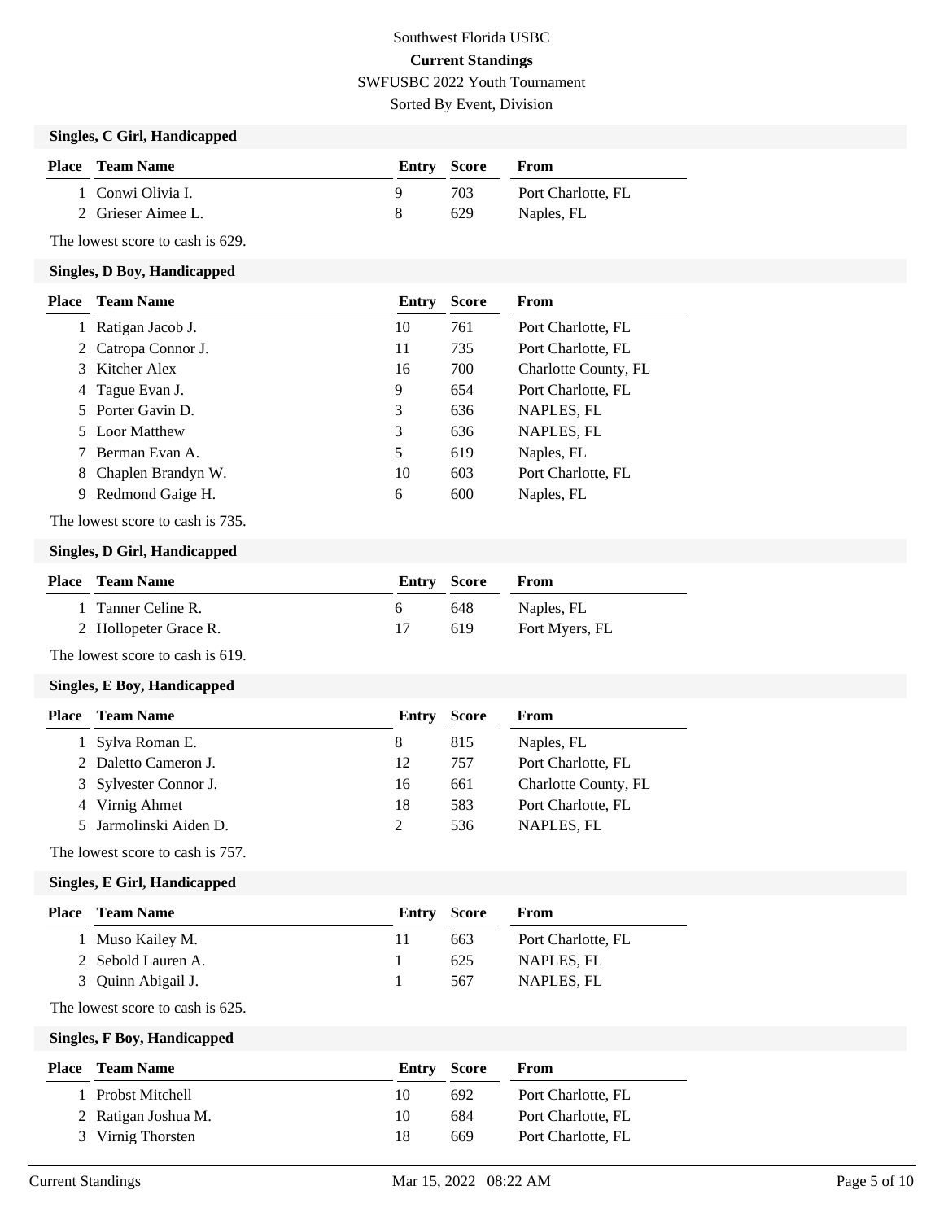# Southwest Florida USBC

## Current Standings

SWFUSBC 2022 Youth Tournament

Sorted By Event, Division

### Singles, C Girl, Handicapped

| Place | Team Name | Entry | Score | From |
|---|---|---|---|---|
| 1 | Conwi Olivia I. | 9 | 703 | Port Charlotte, FL |
| 2 | Grieser Aimee L. | 8 | 629 | Naples, FL |

The lowest score to cash is 629.

### Singles, D Boy, Handicapped

| Place | Team Name | Entry | Score | From |
|---|---|---|---|---|
| 1 | Ratigan Jacob J. | 10 | 761 | Port Charlotte, FL |
| 2 | Catropa Connor J. | 11 | 735 | Port Charlotte, FL |
| 3 | Kitcher Alex | 16 | 700 | Charlotte County, FL |
| 4 | Tague Evan J. | 9 | 654 | Port Charlotte, FL |
| 5 | Porter Gavin D. | 3 | 636 | NAPLES, FL |
| 5 | Loor Matthew | 3 | 636 | NAPLES, FL |
| 7 | Berman Evan A. | 5 | 619 | Naples, FL |
| 8 | Chaplen Brandyn W. | 10 | 603 | Port Charlotte, FL |
| 9 | Redmond Gaige H. | 6 | 600 | Naples, FL |

The lowest score to cash is 735.

### Singles, D Girl, Handicapped

| Place | Team Name | Entry | Score | From |
|---|---|---|---|---|
| 1 | Tanner Celine R. | 6 | 648 | Naples, FL |
| 2 | Hollopeter Grace R. | 17 | 619 | Fort Myers, FL |

The lowest score to cash is 619.

### Singles, E Boy, Handicapped

| Place | Team Name | Entry | Score | From |
|---|---|---|---|---|
| 1 | Sylva Roman E. | 8 | 815 | Naples, FL |
| 2 | Daletto Cameron J. | 12 | 757 | Port Charlotte, FL |
| 3 | Sylvester Connor J. | 16 | 661 | Charlotte County, FL |
| 4 | Virnig Ahmet | 18 | 583 | Port Charlotte, FL |
| 5 | Jarmolinski Aiden D. | 2 | 536 | NAPLES, FL |

The lowest score to cash is 757.

### Singles, E Girl, Handicapped

| Place | Team Name | Entry | Score | From |
|---|---|---|---|---|
| 1 | Muso Kailey M. | 11 | 663 | Port Charlotte, FL |
| 2 | Sebold Lauren A. | 1 | 625 | NAPLES, FL |
| 3 | Quinn Abigail J. | 1 | 567 | NAPLES, FL |

The lowest score to cash is 625.

### Singles, F Boy, Handicapped

| Place | Team Name | Entry | Score | From |
|---|---|---|---|---|
| 1 | Probst Mitchell | 10 | 692 | Port Charlotte, FL |
| 2 | Ratigan Joshua M. | 10 | 684 | Port Charlotte, FL |
| 3 | Virnig Thorsten | 18 | 669 | Port Charlotte, FL |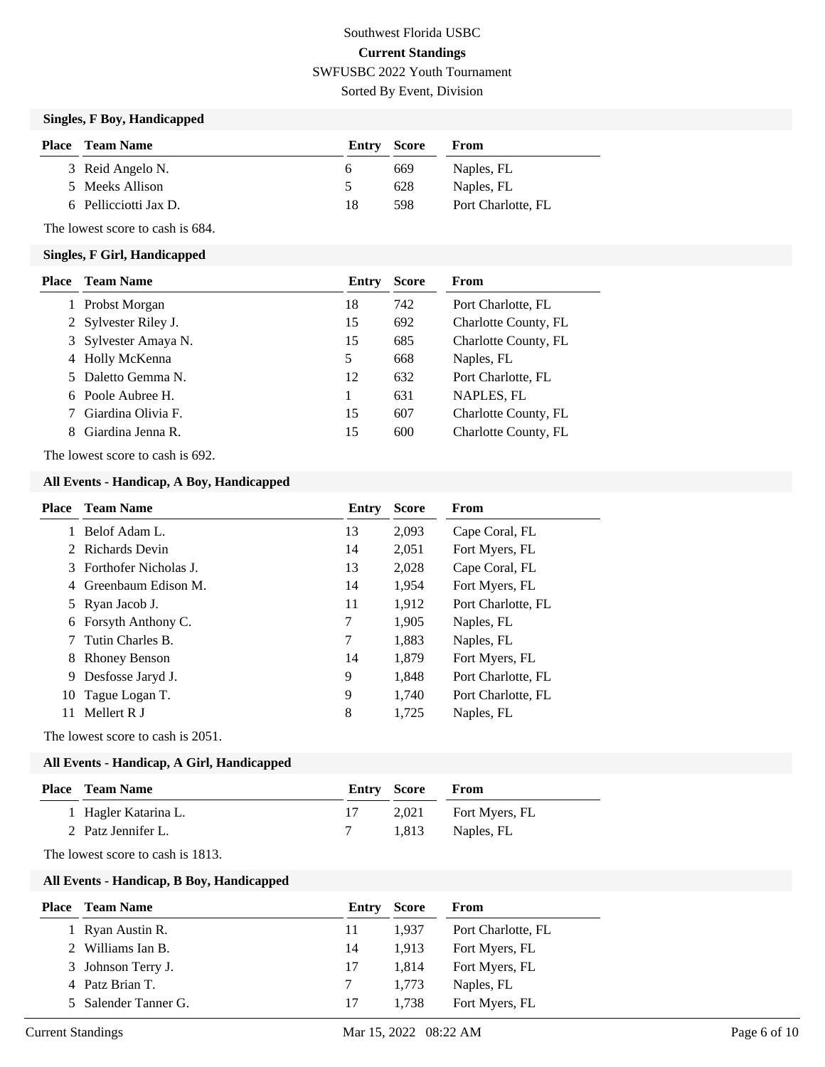Southwest Florida USBC

**Current Standings**

SWFUSBC 2022 Youth Tournament

Sorted By Event, Division

### Singles, F Boy, Handicapped

| Place | Team Name | Entry | Score | From |
|---|---|---|---|---|
| 3 | Reid Angelo N. | 6 | 669 | Naples, FL |
| 5 | Meeks Allison | 5 | 628 | Naples, FL |
| 6 | Pellicciotti Jax D. | 18 | 598 | Port Charlotte, FL |

The lowest score to cash is 684.

### Singles, F Girl, Handicapped

| Place | Team Name | Entry | Score | From |
|---|---|---|---|---|
| 1 | Probst Morgan | 18 | 742 | Port Charlotte, FL |
| 2 | Sylvester Riley J. | 15 | 692 | Charlotte County, FL |
| 3 | Sylvester Amaya N. | 15 | 685 | Charlotte County, FL |
| 4 | Holly McKenna | 5 | 668 | Naples, FL |
| 5 | Daletto Gemma N. | 12 | 632 | Port Charlotte, FL |
| 6 | Poole Aubree H. | 1 | 631 | NAPLES, FL |
| 7 | Giardina Olivia F. | 15 | 607 | Charlotte County, FL |
| 8 | Giardina Jenna R. | 15 | 600 | Charlotte County, FL |

The lowest score to cash is 692.

### All Events - Handicap, A Boy, Handicapped

| Place | Team Name | Entry | Score | From |
|---|---|---|---|---|
| 1 | Belof Adam L. | 13 | 2,093 | Cape Coral, FL |
| 2 | Richards Devin | 14 | 2,051 | Fort Myers, FL |
| 3 | Forthofer Nicholas J. | 13 | 2,028 | Cape Coral, FL |
| 4 | Greenbaum Edison M. | 14 | 1,954 | Fort Myers, FL |
| 5 | Ryan Jacob J. | 11 | 1,912 | Port Charlotte, FL |
| 6 | Forsyth Anthony C. | 7 | 1,905 | Naples, FL |
| 7 | Tutin Charles B. | 7 | 1,883 | Naples, FL |
| 8 | Rhoney Benson | 14 | 1,879 | Fort Myers, FL |
| 9 | Desfosse Jaryd J. | 9 | 1,848 | Port Charlotte, FL |
| 10 | Tague Logan T. | 9 | 1,740 | Port Charlotte, FL |
| 11 | Mellert R J | 8 | 1,725 | Naples, FL |

The lowest score to cash is 2051.

### All Events - Handicap, A Girl, Handicapped

| Place | Team Name | Entry | Score | From |
|---|---|---|---|---|
| 1 | Hagler Katarina L. | 17 | 2,021 | Fort Myers, FL |
| 2 | Patz Jennifer L. | 7 | 1,813 | Naples, FL |

The lowest score to cash is 1813.

### All Events - Handicap, B Boy, Handicapped

| Place | Team Name | Entry | Score | From |
|---|---|---|---|---|
| 1 | Ryan Austin R. | 11 | 1,937 | Port Charlotte, FL |
| 2 | Williams Ian B. | 14 | 1,913 | Fort Myers, FL |
| 3 | Johnson Terry J. | 17 | 1,814 | Fort Myers, FL |
| 4 | Patz Brian T. | 7 | 1,773 | Naples, FL |
| 5 | Salender Tanner G. | 17 | 1,738 | Fort Myers, FL |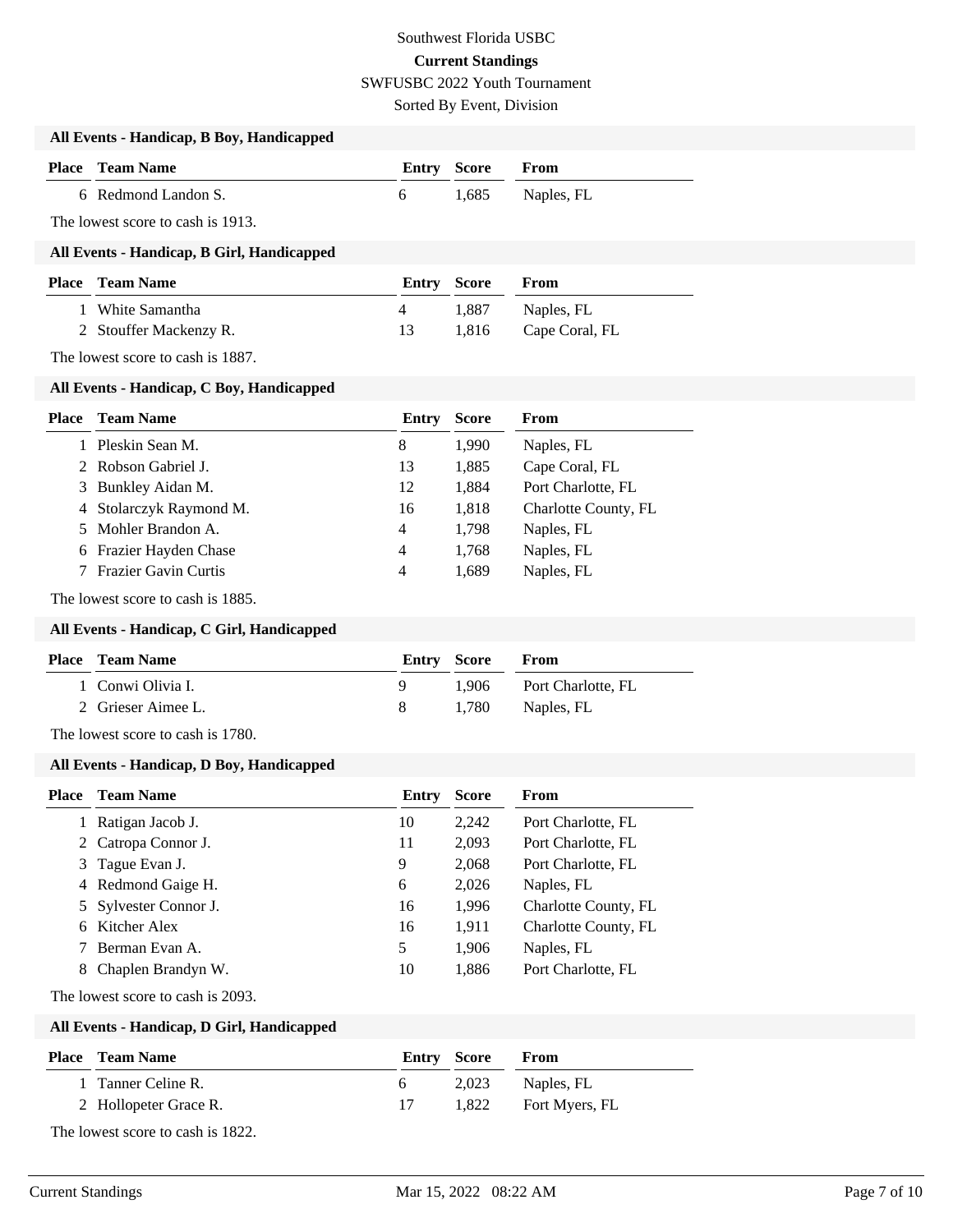Southwest Florida USBC

**Current Standings**

SWFUSBC 2022 Youth Tournament

Sorted By Event, Division

### All Events - Handicap, B Boy, Handicapped

| Place | Team Name | Entry | Score | From |
|---|---|---|---|---|
| 6 | Redmond Landon S. | 6 | 1,685 | Naples, FL |

The lowest score to cash is 1913.

### All Events - Handicap, B Girl, Handicapped

| Place | Team Name | Entry | Score | From |
|---|---|---|---|---|
| 1 | White Samantha | 4 | 1,887 | Naples, FL |
| 2 | Stouffer Mackenzy R. | 13 | 1,816 | Cape Coral, FL |

The lowest score to cash is 1887.

### All Events - Handicap, C Boy, Handicapped

| Place | Team Name | Entry | Score | From |
|---|---|---|---|---|
| 1 | Pleskin Sean M. | 8 | 1,990 | Naples, FL |
| 2 | Robson Gabriel J. | 13 | 1,885 | Cape Coral, FL |
| 3 | Bunkley Aidan M. | 12 | 1,884 | Port Charlotte, FL |
| 4 | Stolarczyk Raymond M. | 16 | 1,818 | Charlotte County, FL |
| 5 | Mohler Brandon A. | 4 | 1,798 | Naples, FL |
| 6 | Frazier Hayden Chase | 4 | 1,768 | Naples, FL |
| 7 | Frazier Gavin Curtis | 4 | 1,689 | Naples, FL |

The lowest score to cash is 1885.

### All Events - Handicap, C Girl, Handicapped

| Place | Team Name | Entry | Score | From |
|---|---|---|---|---|
| 1 | Conwi Olivia I. | 9 | 1,906 | Port Charlotte, FL |
| 2 | Grieser Aimee L. | 8 | 1,780 | Naples, FL |

The lowest score to cash is 1780.

### All Events - Handicap, D Boy, Handicapped

| Place | Team Name | Entry | Score | From |
|---|---|---|---|---|
| 1 | Ratigan Jacob J. | 10 | 2,242 | Port Charlotte, FL |
| 2 | Catropa Connor J. | 11 | 2,093 | Port Charlotte, FL |
| 3 | Tague Evan J. | 9 | 2,068 | Port Charlotte, FL |
| 4 | Redmond Gaige H. | 6 | 2,026 | Naples, FL |
| 5 | Sylvester Connor J. | 16 | 1,996 | Charlotte County, FL |
| 6 | Kitcher Alex | 16 | 1,911 | Charlotte County, FL |
| 7 | Berman Evan A. | 5 | 1,906 | Naples, FL |
| 8 | Chaplen Brandyn W. | 10 | 1,886 | Port Charlotte, FL |

The lowest score to cash is 2093.

### All Events - Handicap, D Girl, Handicapped

| Place | Team Name | Entry | Score | From |
|---|---|---|---|---|
| 1 | Tanner Celine R. | 6 | 2,023 | Naples, FL |
| 2 | Hollopeter Grace R. | 17 | 1,822 | Fort Myers, FL |

The lowest score to cash is 1822.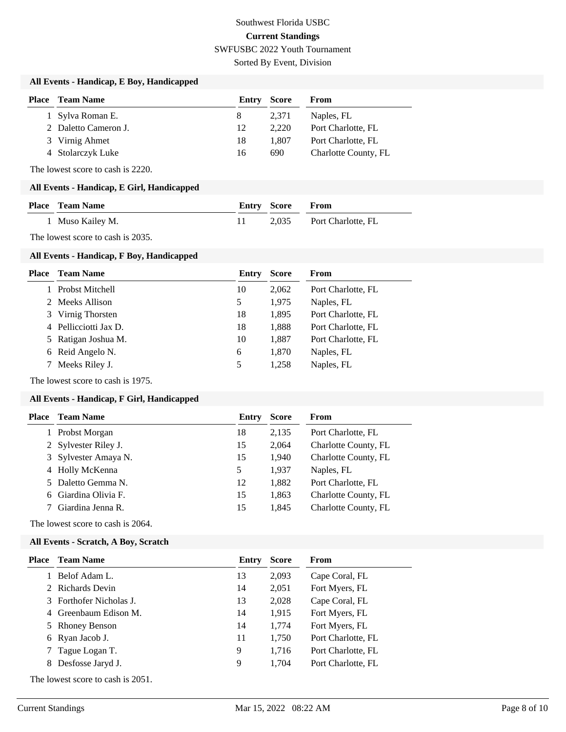Southwest Florida USBC

**Current Standings**

SWFUSBC 2022 Youth Tournament

Sorted By Event, Division

### All Events - Handicap, E Boy, Handicapped

| Place | Team Name | Entry | Score | From |
|---|---|---|---|---|
| 1 | Sylva Roman E. | 8 | 2,371 | Naples, FL |
| 2 | Daletto Cameron J. | 12 | 2,220 | Port Charlotte, FL |
| 3 | Virnig Ahmet | 18 | 1,807 | Port Charlotte, FL |
| 4 | Stolarczyk Luke | 16 | 690 | Charlotte County, FL |

The lowest score to cash is 2220.

### All Events - Handicap, E Girl, Handicapped

| Place | Team Name | Entry | Score | From |
|---|---|---|---|---|
| 1 | Muso Kailey M. | 11 | 2,035 | Port Charlotte, FL |

The lowest score to cash is 2035.

### All Events - Handicap, F Boy, Handicapped

| Place | Team Name | Entry | Score | From |
|---|---|---|---|---|
| 1 | Probst Mitchell | 10 | 2,062 | Port Charlotte, FL |
| 2 | Meeks Allison | 5 | 1,975 | Naples, FL |
| 3 | Virnig Thorsten | 18 | 1,895 | Port Charlotte, FL |
| 4 | Pellicciotti Jax D. | 18 | 1,888 | Port Charlotte, FL |
| 5 | Ratigan Joshua M. | 10 | 1,887 | Port Charlotte, FL |
| 6 | Reid Angelo N. | 6 | 1,870 | Naples, FL |
| 7 | Meeks Riley J. | 5 | 1,258 | Naples, FL |

The lowest score to cash is 1975.

### All Events - Handicap, F Girl, Handicapped

| Place | Team Name | Entry | Score | From |
|---|---|---|---|---|
| 1 | Probst Morgan | 18 | 2,135 | Port Charlotte, FL |
| 2 | Sylvester Riley J. | 15 | 2,064 | Charlotte County, FL |
| 3 | Sylvester Amaya N. | 15 | 1,940 | Charlotte County, FL |
| 4 | Holly McKenna | 5 | 1,937 | Naples, FL |
| 5 | Daletto Gemma N. | 12 | 1,882 | Port Charlotte, FL |
| 6 | Giardina Olivia F. | 15 | 1,863 | Charlotte County, FL |
| 7 | Giardina Jenna R. | 15 | 1,845 | Charlotte County, FL |

The lowest score to cash is 2064.

### All Events - Scratch, A Boy, Scratch

| Place | Team Name | Entry | Score | From |
|---|---|---|---|---|
| 1 | Belof Adam L. | 13 | 2,093 | Cape Coral, FL |
| 2 | Richards Devin | 14 | 2,051 | Fort Myers, FL |
| 3 | Forthofer Nicholas J. | 13 | 2,028 | Cape Coral, FL |
| 4 | Greenbaum Edison M. | 14 | 1,915 | Fort Myers, FL |
| 5 | Rhoney Benson | 14 | 1,774 | Fort Myers, FL |
| 6 | Ryan Jacob J. | 11 | 1,750 | Port Charlotte, FL |
| 7 | Tague Logan T. | 9 | 1,716 | Port Charlotte, FL |
| 8 | Desfosse Jaryd J. | 9 | 1,704 | Port Charlotte, FL |

The lowest score to cash is 2051.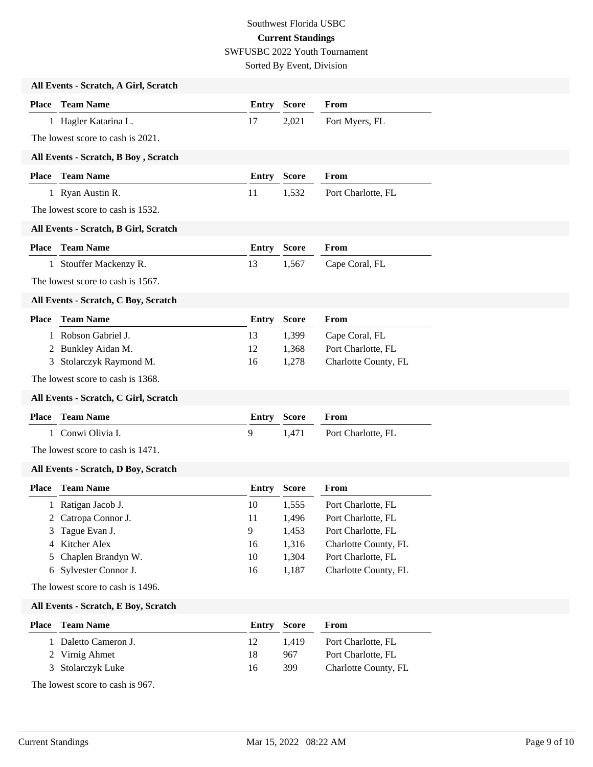Southwest Florida USBC

**Current Standings**

SWFUSBC 2022 Youth Tournament

Sorted By Event, Division

### All Events - Scratch, A Girl, Scratch

| Place | Team Name | Entry | Score | From |
|---|---|---|---|---|
| 1 | Hagler Katarina L. | 17 | 2,021 | Fort Myers, FL |

The lowest score to cash is 2021.

### All Events - Scratch, B Boy , Scratch

| Place | Team Name | Entry | Score | From |
|---|---|---|---|---|
| 1 | Ryan Austin R. | 11 | 1,532 | Port Charlotte, FL |

The lowest score to cash is 1532.

### All Events - Scratch, B Girl, Scratch

| Place | Team Name | Entry | Score | From |
|---|---|---|---|---|
| 1 | Stouffer Mackenzy R. | 13 | 1,567 | Cape Coral, FL |

The lowest score to cash is 1567.

### All Events - Scratch, C Boy, Scratch

| Place | Team Name | Entry | Score | From |
|---|---|---|---|---|
| 1 | Robson Gabriel J. | 13 | 1,399 | Cape Coral, FL |
| 2 | Bunkley Aidan M. | 12 | 1,368 | Port Charlotte, FL |
| 3 | Stolarczyk Raymond M. | 16 | 1,278 | Charlotte County, FL |

The lowest score to cash is 1368.

### All Events - Scratch, C Girl, Scratch

| Place | Team Name | Entry | Score | From |
|---|---|---|---|---|
| 1 | Conwi Olivia I. | 9 | 1,471 | Port Charlotte, FL |

The lowest score to cash is 1471.

### All Events - Scratch, D Boy, Scratch

| Place | Team Name | Entry | Score | From |
|---|---|---|---|---|
| 1 | Ratigan Jacob J. | 10 | 1,555 | Port Charlotte, FL |
| 2 | Catropa Connor J. | 11 | 1,496 | Port Charlotte, FL |
| 3 | Tague Evan J. | 9 | 1,453 | Port Charlotte, FL |
| 4 | Kitcher Alex | 16 | 1,316 | Charlotte County, FL |
| 5 | Chaplen Brandyn W. | 10 | 1,304 | Port Charlotte, FL |
| 6 | Sylvester Connor J. | 16 | 1,187 | Charlotte County, FL |

The lowest score to cash is 1496.

### All Events - Scratch, E Boy, Scratch

| Place | Team Name | Entry | Score | From |
|---|---|---|---|---|
| 1 | Daletto Cameron J. | 12 | 1,419 | Port Charlotte, FL |
| 2 | Virnig Ahmet | 18 | 967 | Port Charlotte, FL |
| 3 | Stolarczyk Luke | 16 | 399 | Charlotte County, FL |

The lowest score to cash is 967.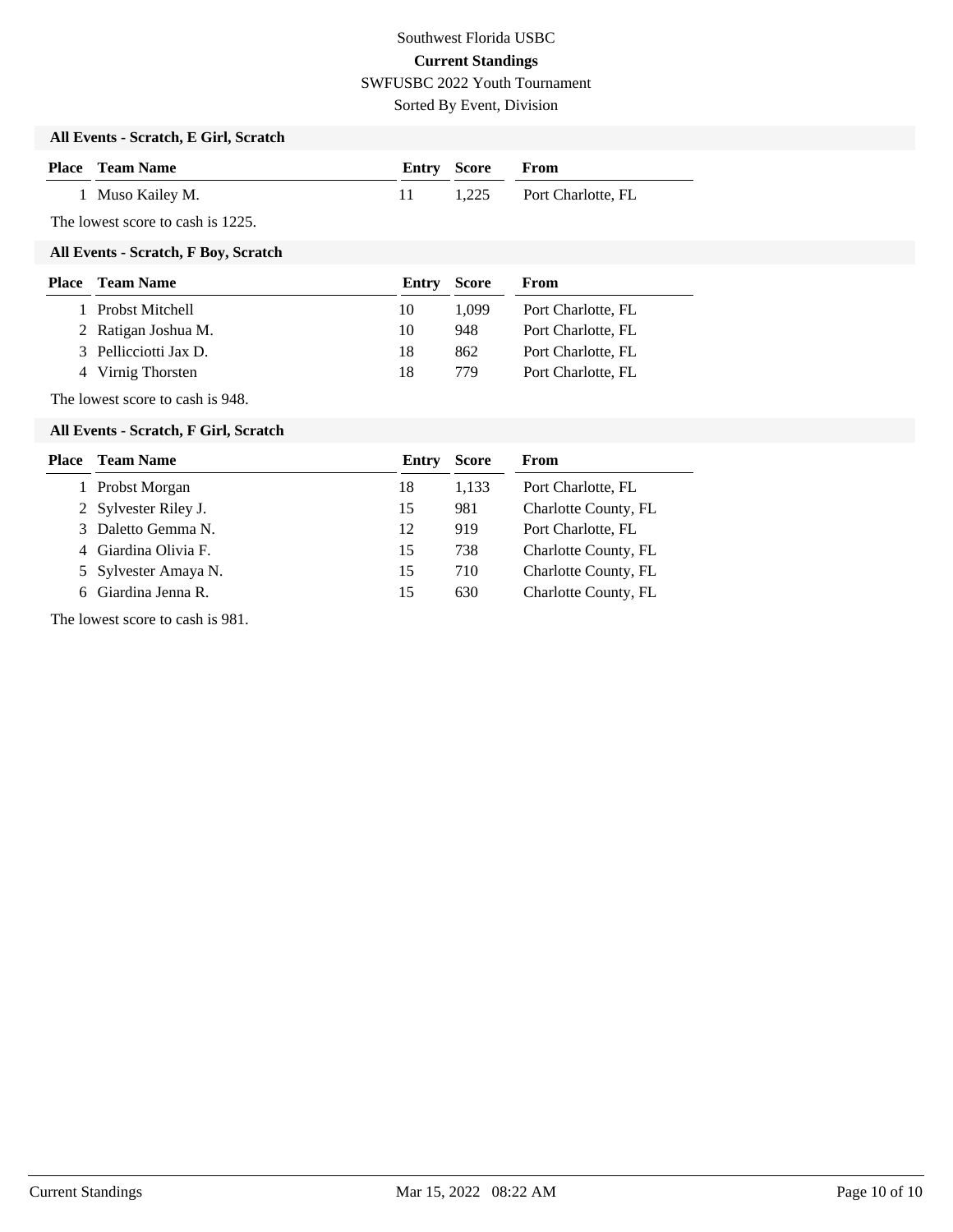Southwest Florida USBC

**Current Standings**

SWFUSBC 2022 Youth Tournament

Sorted By Event, Division

### All Events - Scratch, E Girl, Scratch

| Place | Team Name | Entry | Score | From |
|---|---|---|---|---|
| 1 | Muso Kailey M. | 11 | 1,225 | Port Charlotte, FL |

The lowest score to cash is 1225.

### All Events - Scratch, F Boy, Scratch

| Place | Team Name | Entry | Score | From |
|---|---|---|---|---|
| 1 | Probst Mitchell | 10 | 1,099 | Port Charlotte, FL |
| 2 | Ratigan Joshua M. | 10 | 948 | Port Charlotte, FL |
| 3 | Pellicciotti Jax D. | 18 | 862 | Port Charlotte, FL |
| 4 | Virnig Thorsten | 18 | 779 | Port Charlotte, FL |

The lowest score to cash is 948.

### All Events - Scratch, F Girl, Scratch

| Place | Team Name | Entry | Score | From |
|---|---|---|---|---|
| 1 | Probst Morgan | 18 | 1,133 | Port Charlotte, FL |
| 2 | Sylvester Riley J. | 15 | 981 | Charlotte County, FL |
| 3 | Daletto Gemma N. | 12 | 919 | Port Charlotte, FL |
| 4 | Giardina Olivia F. | 15 | 738 | Charlotte County, FL |
| 5 | Sylvester Amaya N. | 15 | 710 | Charlotte County, FL |
| 6 | Giardina Jenna R. | 15 | 630 | Charlotte County, FL |

The lowest score to cash is 981.